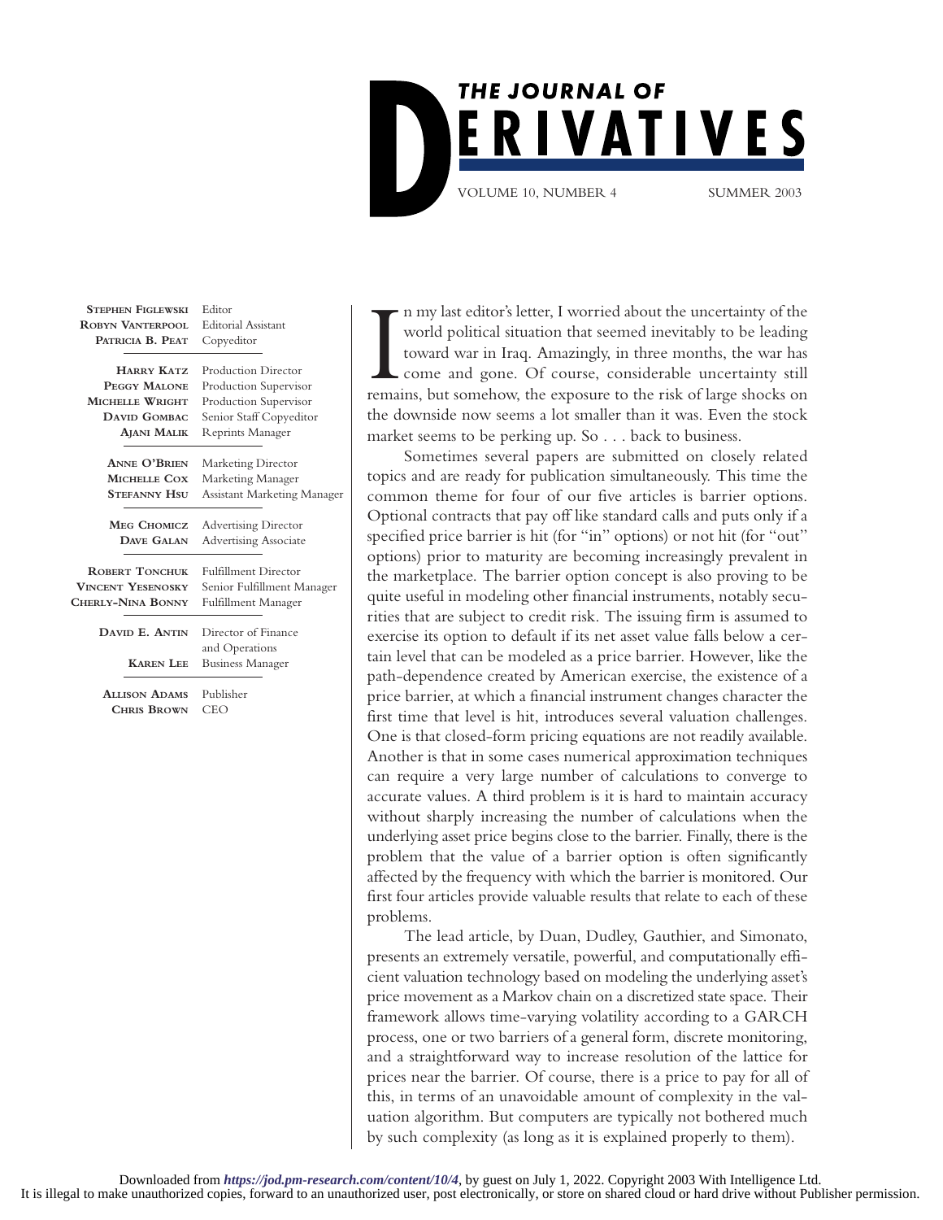# THE JOURNAL OF DERIVATIVES

VOLUME 10, NUMBER 4 SUMMER 2003

| | |
|---|---|
| **Stephen Figlewski** | Editor |
| **Robyn Vanterpool** | Editorial Assistant |
| **Patricia B. Peat** | Copyeditor |
| **Harry Katz** | Production Director |
| **Peggy Malone** | Production Supervisor |
| **Michelle Wright** | Production Supervisor |
| **David Gombac** | Senior Staff Copyeditor |
| **Ajani Malik** | Reprints Manager |
| **Anne O'Brien** | Marketing Director |
| **Michelle Cox** | Marketing Manager |
| **Stefanny Hsu** | Assistant Marketing Manager |
| **Meg Chomicz** | Advertising Director |
| **Dave Galan** | Advertising Associate |
| **Robert Tonchuk** | Fulfillment Director |
| **Vincent Yesenosky** | Senior Fulfillment Manager |
| **Cherly-Nina Bonny** | Fulfillment Manager |
| **David E. Antin** | Director of Finance and Operations |
| **Karen Lee** | Business Manager |
| **Allison Adams** | Publisher |
| **Chris Brown** | CEO |

In my last editor's letter, I worried about the uncertainty of the world political situation that seemed inevitably to be leading toward war in Iraq. Amazingly, in three months, the war has come and gone. Of course, considerable uncertainty still remains, but somehow, the exposure to the risk of large shocks on the downside now seems a lot smaller than it was. Even the stock market seems to be perking up. So . . . back to business.

Sometimes several papers are submitted on closely related topics and are ready for publication simultaneously. This time the common theme for four of our five articles is barrier options. Optional contracts that pay off like standard calls and puts only if a specified price barrier is hit (for "in" options) or not hit (for "out" options) prior to maturity are becoming increasingly prevalent in the marketplace. The barrier option concept is also proving to be quite useful in modeling other financial instruments, notably securities that are subject to credit risk. The issuing firm is assumed to exercise its option to default if its net asset value falls below a certain level that can be modeled as a price barrier. However, like the path-dependence created by American exercise, the existence of a price barrier, at which a financial instrument changes character the first time that level is hit, introduces several valuation challenges. One is that closed-form pricing equations are not readily available. Another is that in some cases numerical approximation techniques can require a very large number of calculations to converge to accurate values. A third problem is it is hard to maintain accuracy without sharply increasing the number of calculations when the underlying asset price begins close to the barrier. Finally, there is the problem that the value of a barrier option is often significantly affected by the frequency with which the barrier is monitored. Our first four articles provide valuable results that relate to each of these problems.

The lead article, by Duan, Dudley, Gauthier, and Simonato, presents an extremely versatile, powerful, and computationally efficient valuation technology based on modeling the underlying asset's price movement as a Markov chain on a discretized state space. Their framework allows time-varying volatility according to a GARCH process, one or two barriers of a general form, discrete monitoring, and a straightforward way to increase resolution of the lattice for prices near the barrier. Of course, there is a price to pay for all of this, in terms of an unavoidable amount of complexity in the valuation algorithm. But computers are typically not bothered much by such complexity (as long as it is explained properly to them).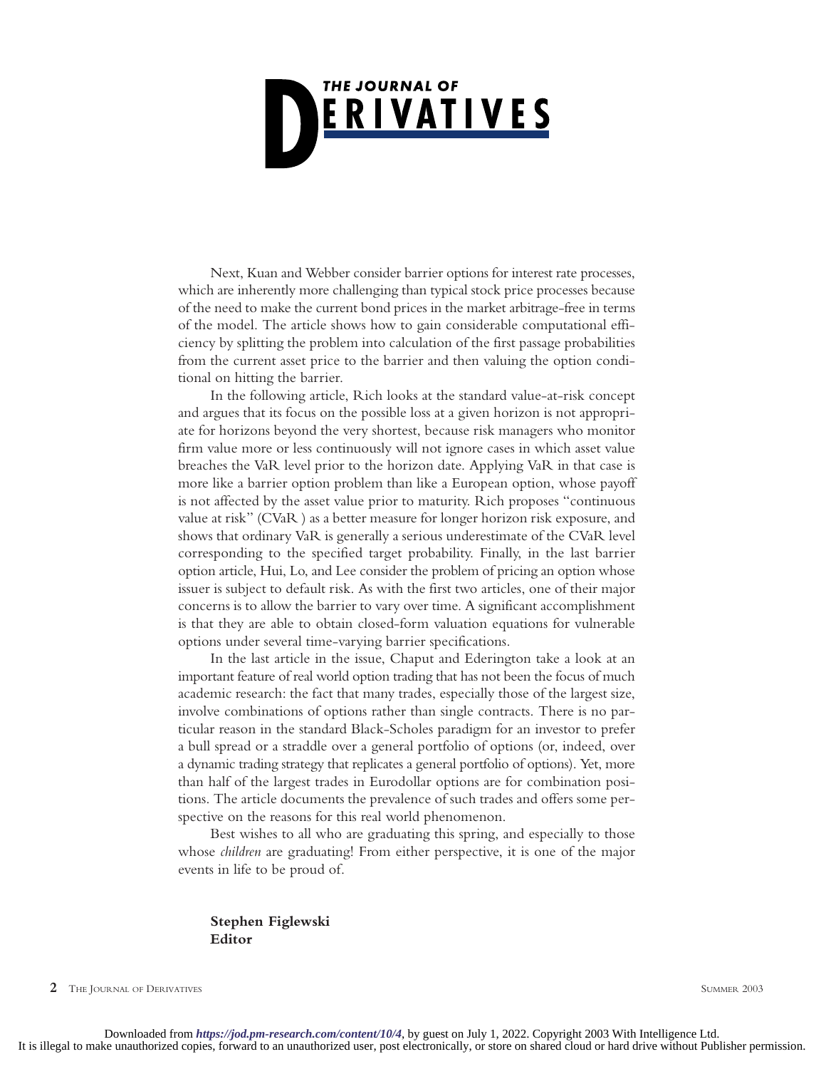Next, Kuan and Webber consider barrier options for interest rate processes, which are inherently more challenging than typical stock price processes because of the need to make the current bond prices in the market arbitrage-free in terms of the model. The article shows how to gain considerable computational efficiency by splitting the problem into calculation of the first passage probabilities from the current asset price to the barrier and then valuing the option conditional on hitting the barrier.

In the following article, Rich looks at the standard value-at-risk concept and argues that its focus on the possible loss at a given horizon is not appropriate for horizons beyond the very shortest, because risk managers who monitor firm value more or less continuously will not ignore cases in which asset value breaches the VaR level prior to the horizon date. Applying VaR in that case is more like a barrier option problem than like a European option, whose payoff is not affected by the asset value prior to maturity. Rich proposes "continuous value at risk" (CVaR ) as a better measure for longer horizon risk exposure, and shows that ordinary VaR is generally a serious underestimate of the CVaR level corresponding to the specified target probability. Finally, in the last barrier option article, Hui, Lo, and Lee consider the problem of pricing an option whose issuer is subject to default risk. As with the first two articles, one of their major concerns is to allow the barrier to vary over time. A significant accomplishment is that they are able to obtain closed-form valuation equations for vulnerable options under several time-varying barrier specifications.

In the last article in the issue, Chaput and Ederington take a look at an important feature of real world option trading that has not been the focus of much academic research: the fact that many trades, especially those of the largest size, involve combinations of options rather than single contracts. There is no particular reason in the standard Black-Scholes paradigm for an investor to prefer a bull spread or a straddle over a general portfolio of options (or, indeed, over a dynamic trading strategy that replicates a general portfolio of options). Yet, more than half of the largest trades in Eurodollar options are for combination positions. The article documents the prevalence of such trades and offers some perspective on the reasons for this real world phenomenon.

Best wishes to all who are graduating this spring, and especially to those whose *children* are graduating! From either perspective, it is one of the major events in life to be proud of.

**Stephen Figlewski**
**Editor**